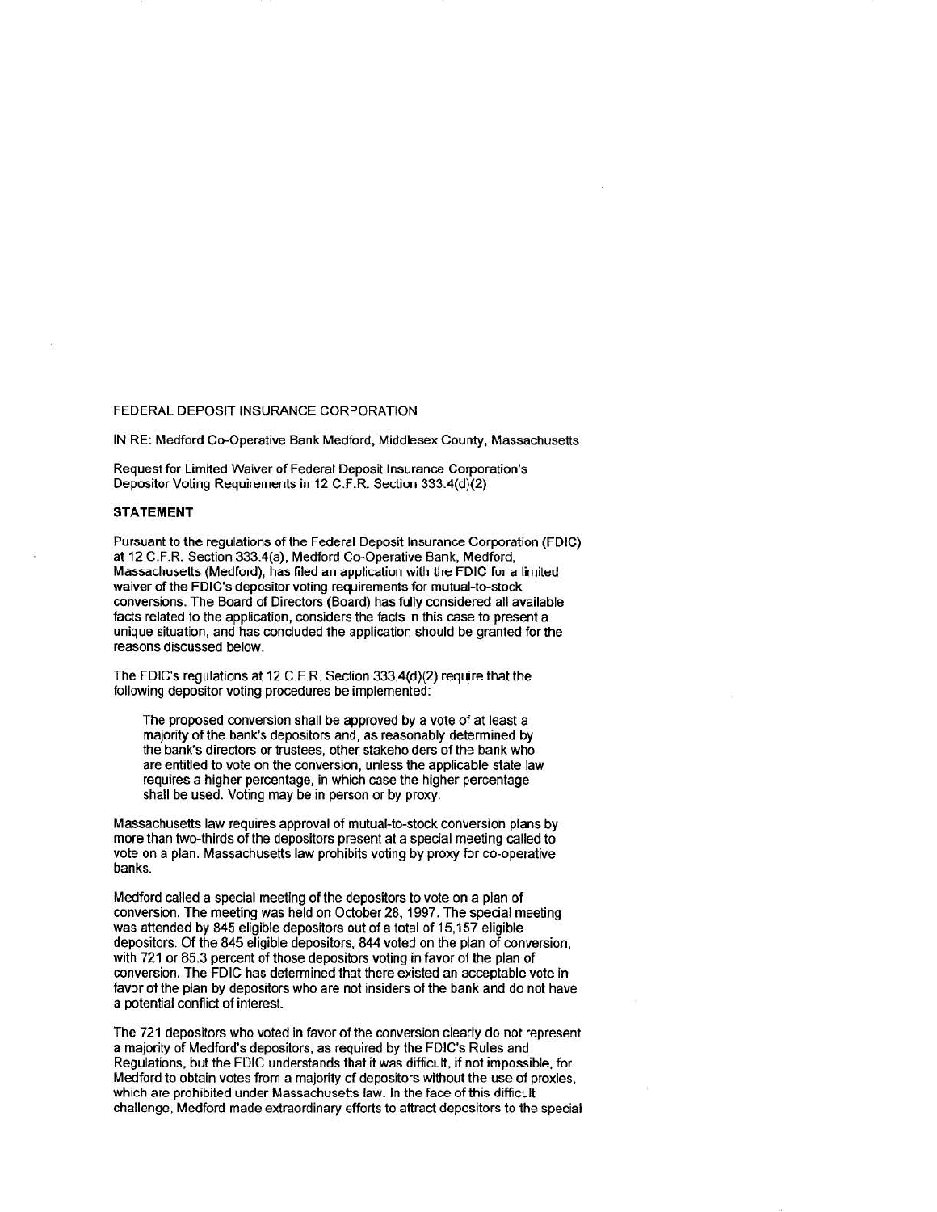FEDERAL DEPOSIT INSURANCE CORPORATION

IN RE: Medford Co-Operative Bank Medford, Middlesex County, Massachusetts

Request for Limited Waiver of Federal Deposit Insurance Corporation's Depositor Voting Requirements in 12 C.F.R. Section 333.4(d)(2)

**STATEMENT**

Pursuant to the regulations of the Federal Deposit Insurance Corporation (FDIC) at 12 C.F.R. Section 333.4(a), Medford Co-Operative Bank, Medford, Massachusetts (Medford), has filed an application with the FDIC for a limited waiver of the FDIC's depositor voting requirements for mutual-to-stock conversions. The Board of Directors (Board) has fully considered all available facts related to the application, considers the facts in this case to present a unique situation, and has concluded the application should be granted for the reasons discussed below.

The FDIC's regulations at 12 C.F.R. Section 333.4(d)(2) require that the following depositor voting procedures be implemented:

> The proposed conversion shall be approved by a vote of at least a majority of the bank's depositors and, as reasonably determined by the bank's directors or trustees, other stakeholders of the bank who are entitled to vote on the conversion, unless the applicable state law requires a higher percentage, in which case the higher percentage shall be used. Voting may be in person or by proxy.

Massachusetts law requires approval of mutual-to-stock conversion plans by more than two-thirds of the depositors present at a special meeting called to vote on a plan. Massachusetts law prohibits voting by proxy for co-operative banks.

Medford called a special meeting of the depositors to vote on a plan of conversion. The meeting was held on October 28, 1997. The special meeting was attended by 845 eligible depositors out of a total of 15,157 eligible depositors. Of the 845 eligible depositors, 844 voted on the plan of conversion, with 721 or 85.3 percent of those depositors voting in favor of the plan of conversion. The FDIC has determined that there existed an acceptable vote in favor of the plan by depositors who are not insiders of the bank and do not have a potential conflict of interest.

The 721 depositors who voted in favor of the conversion clearly do not represent a majority of Medford's depositors, as required by the FDIC's Rules and Regulations, but the FDIC understands that it was difficult, if not impossible, for Medford to obtain votes from a majority of depositors without the use of proxies, which are prohibited under Massachusetts law. In the face of this difficult challenge, Medford made extraordinary efforts to attract depositors to the special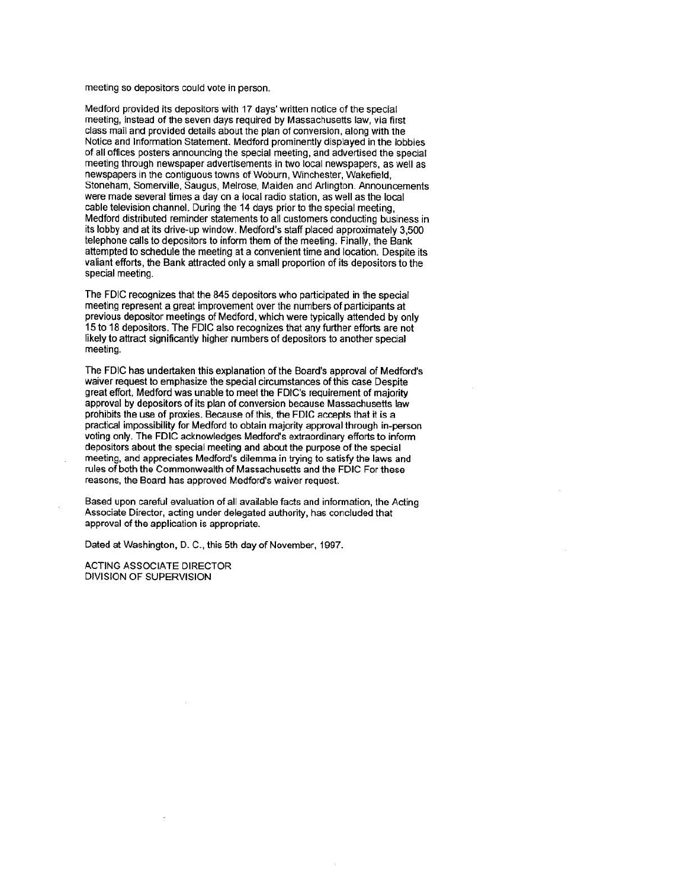meeting so depositors could vote in person.

Medford provided its depositors with 17 days' written notice of the special meeting, instead of the seven days required by Massachusetts law, via first class mail and provided details about the plan of conversion, along with the Notice and Information Statement. Medford prominently displayed in the lobbies of all offices posters announcing the special meeting, and advertised the special meeting through newspaper advertisements in two local newspapers, as well as newspapers in the contiguous towns of Woburn, Winchester, Wakefield, Stoneham, Somerville, Saugus, Melrose, Malden and Arlington. Announcements were made several times a day on a local radio station, as well as the local cable television channel. During the 14 days prior to the special meeting, Medford distributed reminder statements to all customers conducting business in its lobby and at its drive-up window. Medford's staff placed approximately 3,500 telephone calls to depositors to inform them of the meeting. Finally, the Bank attempted to schedule the meeting at a convenient time and location. Despite its valiant efforts, the Bank attracted only a small proportion of its depositors to the special meeting.

The FDIC recognizes that the 845 depositors who participated in the special meeting represent a great improvement over the numbers of participants at previous depositor meetings of Medford, which were typically attended by only 15 to 18 depositors. The FDIC also recognizes that any further efforts are not likely to attract significantly higher numbers of depositors to another special meeting.

The FDIC has undertaken this explanation of the Board's approval of Medford's waiver request to emphasize the special circumstances of this case Despite great effort, Medford was unable to meet the FDIC's requirement of majority approval by depositors of its plan of conversion because Massachusetts law prohibits the use of proxies. Because of this, the FDIC accepts that it is a practical impossibility for Medford to obtain majority approval through in-person voting only. The FDIC acknowledges Medford's extraordinary efforts to inform depositors about the special meeting and about the purpose of the special meeting, and appreciates Medford's dilemma in trying to satisfy the laws and rules of both the Commonwealth of Massachusetts and the FDIC For these reasons, the Board has approved Medford's waiver request.

Based upon careful evaluation of all available facts and information, the Acting Associate Director, acting under delegated authority, has concluded that approval of the application is appropriate.

Dated at Washington, D. C., this 5th day of November, 1997.

ACTING ASSOCIATE DIRECTOR
DIVISION OF SUPERVISION